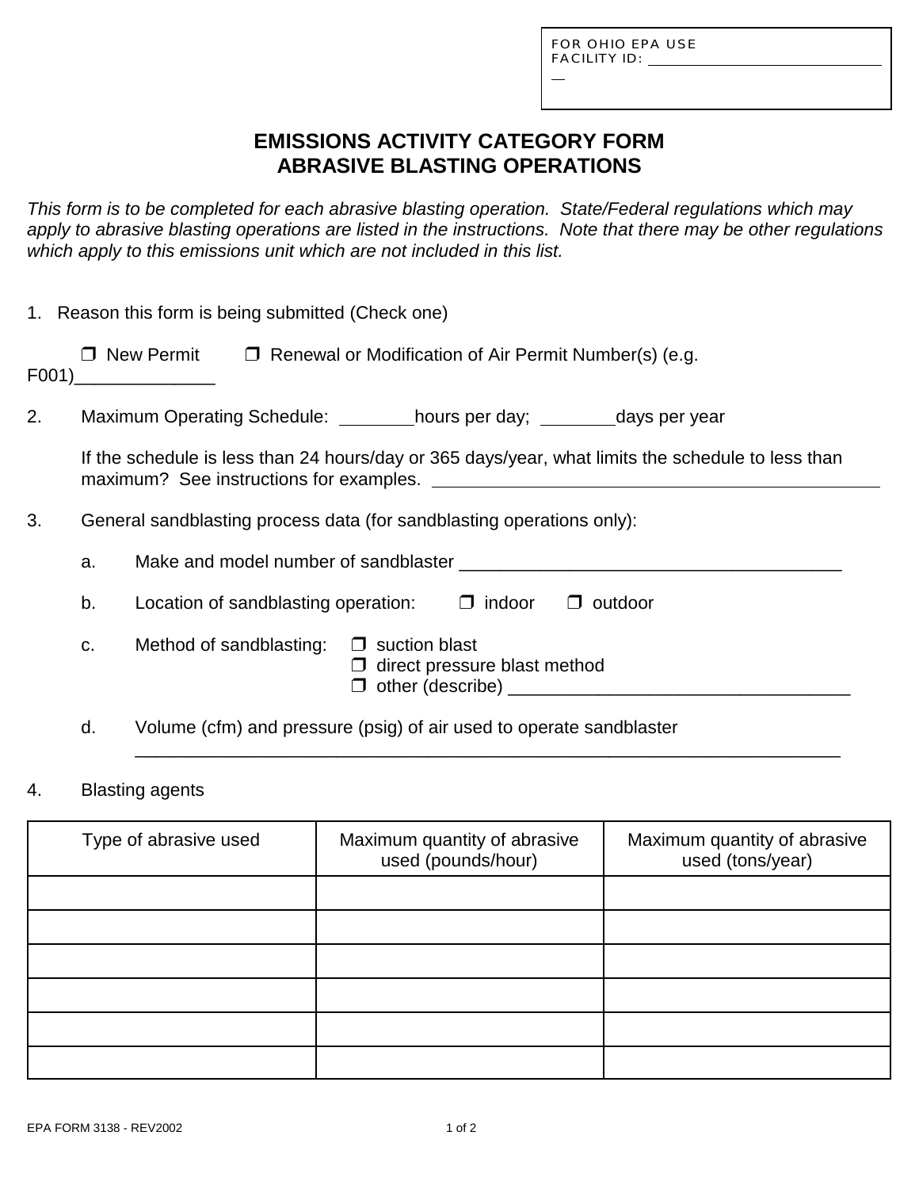FOR OHIO EPA USE
FACILITY ID: ______________________________

# EMISSIONS ACTIVITY CATEGORY FORM
# ABRASIVE BLASTING OPERATIONS

*This form is to be completed for each abrasive blasting operation. State/Federal regulations which may apply to abrasive blasting operations are listed in the instructions. Note that there may be other regulations which apply to this emissions unit which are not included in this list.*

1. Reason this form is being submitted (Check one)

   ❐ New Permit    ❐ Renewal or Modification of Air Permit Number(s) (e.g. F001)______________

2. Maximum Operating Schedule: ________hours per day; ________days per year

   If the schedule is less than 24 hours/day or 365 days/year, what limits the schedule to less than maximum? See instructions for examples. ______________________________________________

3. General sandblasting process data (for sandblasting operations only):

   a. Make and model number of sandblaster _______________________________________

   b. Location of sandblasting operation: ❐ indoor ❐ outdoor

   c. Method of sandblasting: ❐ suction blast
      ❐ direct pressure blast method
      ❐ other (describe) __________________________________

   d. Volume (cfm) and pressure (psig) of air used to operate sandblaster
      _______________________________________________________________________

4. Blasting agents

| Type of abrasive used | Maximum quantity of abrasive used (pounds/hour) | Maximum quantity of abrasive used (tons/year) |
|---|---|---|
| | | |
| | | |
| | | |
| | | |
| | | |
| | | |

EPA FORM 3138 - REV2002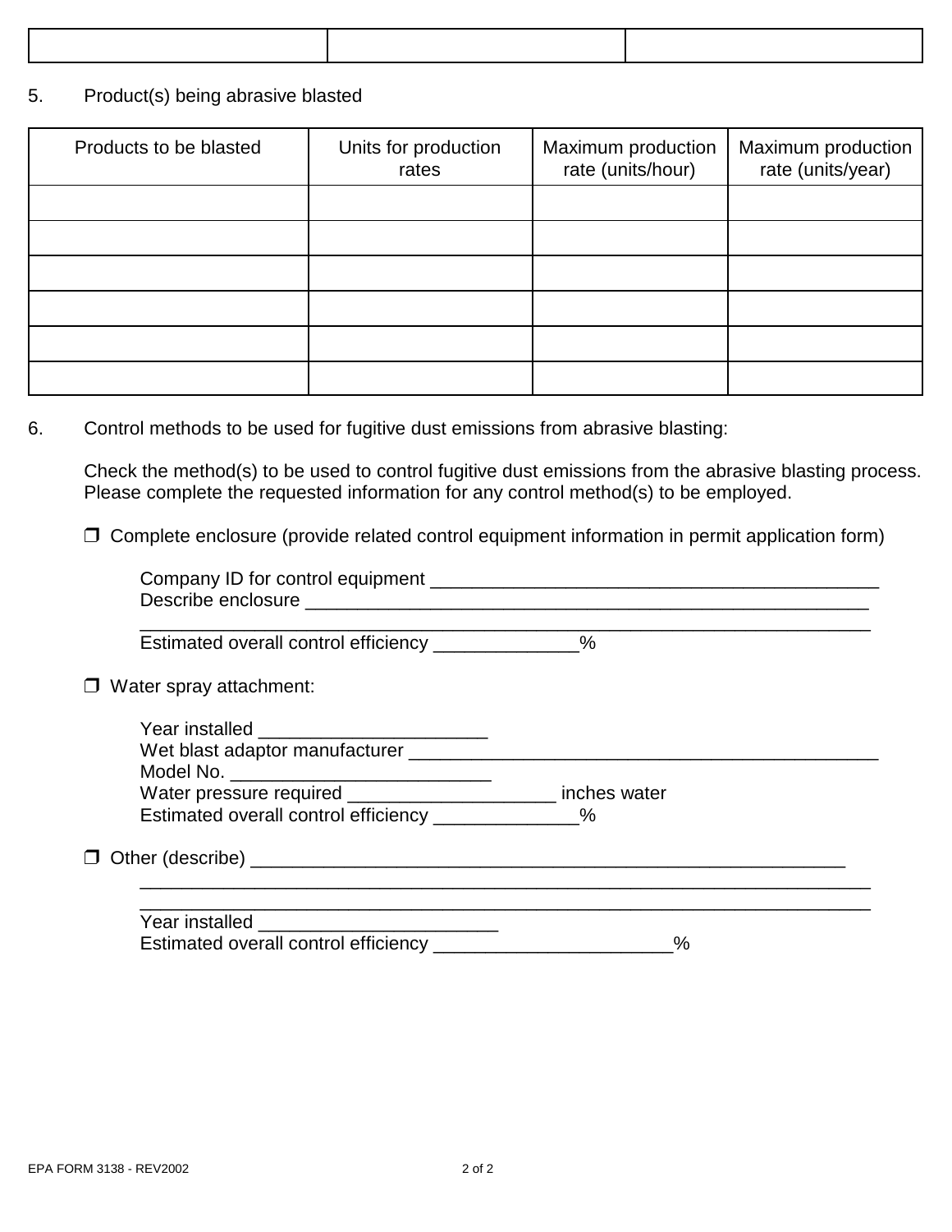| | | |
|---|---|---|
| | | |

5. Product(s) being abrasive blasted

| Products to be blasted | Units for production rates | Maximum production rate (units/hour) | Maximum production rate (units/year) |
|---|---|---|---|
| | | | |
| | | | |
| | | | |
| | | | |
| | | | |
| | | | |

6. Control methods to be used for fugitive dust emissions from abrasive blasting:

Check the method(s) to be used to control fugitive dust emissions from the abrasive blasting process. Please complete the requested information for any control method(s) to be employed.

❒ Complete enclosure (provide related control equipment information in permit application form)

Company ID for control equipment ____________________________________________
Describe enclosure ________________________________________________________
_______________________________________________________________________
Estimated overall control efficiency _____________%

❒ Water spray attachment:

Year installed _____________________
Wet blast adaptor manufacturer ______________________________________________
Model No. _________________________
Water pressure required ___________________ inches water
Estimated overall control efficiency _____________%

❒ Other (describe) __________________________________________________________
_______________________________________________________________________
_______________________________________________________________________
Year installed ______________________
Estimated overall control efficiency ______________________%

EPA FORM 3138 - REV2002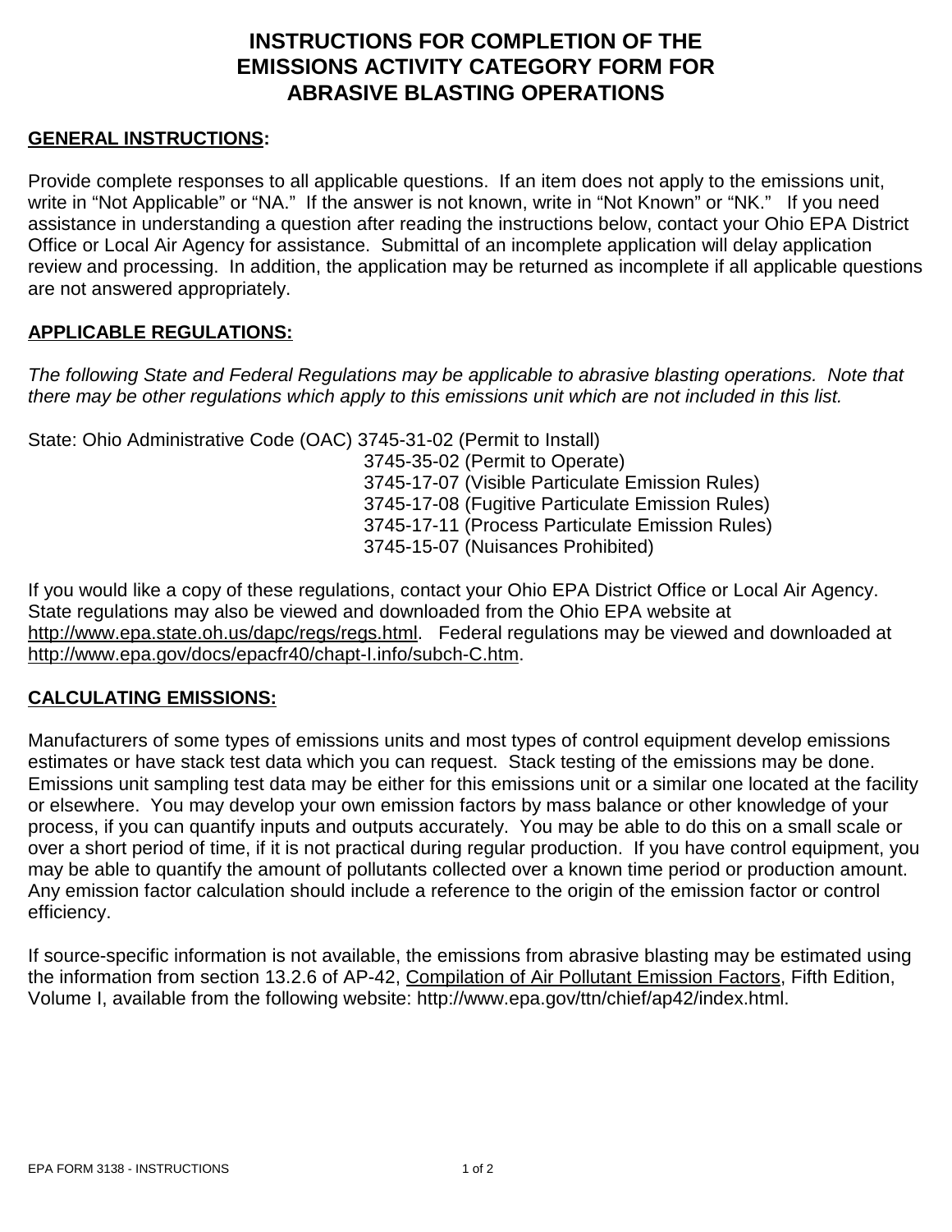# INSTRUCTIONS FOR COMPLETION OF THE EMISSIONS ACTIVITY CATEGORY FORM FOR ABRASIVE BLASTING OPERATIONS

**GENERAL INSTRUCTIONS:**

Provide complete responses to all applicable questions. If an item does not apply to the emissions unit, write in "Not Applicable" or "NA." If the answer is not known, write in "Not Known" or "NK." If you need assistance in understanding a question after reading the instructions below, contact your Ohio EPA District Office or Local Air Agency for assistance. Submittal of an incomplete application will delay application review and processing. In addition, the application may be returned as incomplete if all applicable questions are not answered appropriately.

**APPLICABLE REGULATIONS:**

*The following State and Federal Regulations may be applicable to abrasive blasting operations. Note that there may be other regulations which apply to this emissions unit which are not included in this list.*

State: Ohio Administrative Code (OAC) 3745-31-02 (Permit to Install)
3745-35-02 (Permit to Operate)
3745-17-07 (Visible Particulate Emission Rules)
3745-17-08 (Fugitive Particulate Emission Rules)
3745-17-11 (Process Particulate Emission Rules)
3745-15-07 (Nuisances Prohibited)

If you would like a copy of these regulations, contact your Ohio EPA District Office or Local Air Agency. State regulations may also be viewed and downloaded from the Ohio EPA website at http://www.epa.state.oh.us/dapc/regs/regs.html. Federal regulations may be viewed and downloaded at http://www.epa.gov/docs/epacfr40/chapt-I.info/subch-C.htm.

**CALCULATING EMISSIONS:**

Manufacturers of some types of emissions units and most types of control equipment develop emissions estimates or have stack test data which you can request. Stack testing of the emissions may be done. Emissions unit sampling test data may be either for this emissions unit or a similar one located at the facility or elsewhere. You may develop your own emission factors by mass balance or other knowledge of your process, if you can quantify inputs and outputs accurately. You may be able to do this on a small scale or over a short period of time, if it is not practical during regular production. If you have control equipment, you may be able to quantify the amount of pollutants collected over a known time period or production amount. Any emission factor calculation should include a reference to the origin of the emission factor or control efficiency.

If source-specific information is not available, the emissions from abrasive blasting may be estimated using the information from section 13.2.6 of AP-42, Compilation of Air Pollutant Emission Factors, Fifth Edition, Volume I, available from the following website: http://www.epa.gov/ttn/chief/ap42/index.html.

EPA FORM 3138 - INSTRUCTIONS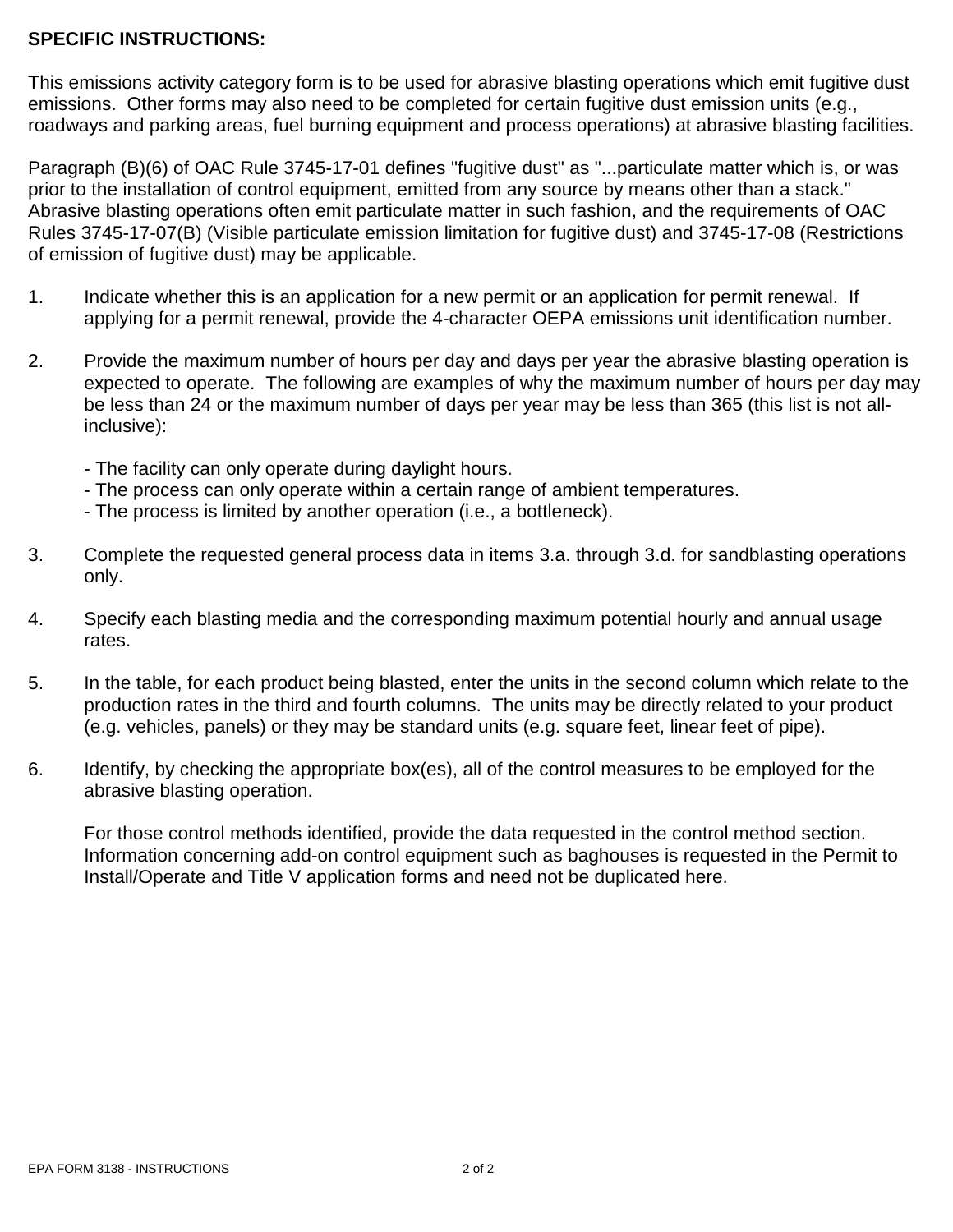**SPECIFIC INSTRUCTIONS:**

This emissions activity category form is to be used for abrasive blasting operations which emit fugitive dust emissions. Other forms may also need to be completed for certain fugitive dust emission units (e.g., roadways and parking areas, fuel burning equipment and process operations) at abrasive blasting facilities.

Paragraph (B)(6) of OAC Rule 3745-17-01 defines "fugitive dust" as "...particulate matter which is, or was prior to the installation of control equipment, emitted from any source by means other than a stack." Abrasive blasting operations often emit particulate matter in such fashion, and the requirements of OAC Rules 3745-17-07(B) (Visible particulate emission limitation for fugitive dust) and 3745-17-08 (Restrictions of emission of fugitive dust) may be applicable.

1. Indicate whether this is an application for a new permit or an application for permit renewal. If applying for a permit renewal, provide the 4-character OEPA emissions unit identification number.

2. Provide the maximum number of hours per day and days per year the abrasive blasting operation is expected to operate. The following are examples of why the maximum number of hours per day may be less than 24 or the maximum number of days per year may be less than 365 (this list is not all-inclusive):

   - The facility can only operate during daylight hours.
   - The process can only operate within a certain range of ambient temperatures.
   - The process is limited by another operation (i.e., a bottleneck).

3. Complete the requested general process data in items 3.a. through 3.d. for sandblasting operations only.

4. Specify each blasting media and the corresponding maximum potential hourly and annual usage rates.

5. In the table, for each product being blasted, enter the units in the second column which relate to the production rates in the third and fourth columns. The units may be directly related to your product (e.g. vehicles, panels) or they may be standard units (e.g. square feet, linear feet of pipe).

6. Identify, by checking the appropriate box(es), all of the control measures to be employed for the abrasive blasting operation.

   For those control methods identified, provide the data requested in the control method section. Information concerning add-on control equipment such as baghouses is requested in the Permit to Install/Operate and Title V application forms and need not be duplicated here.